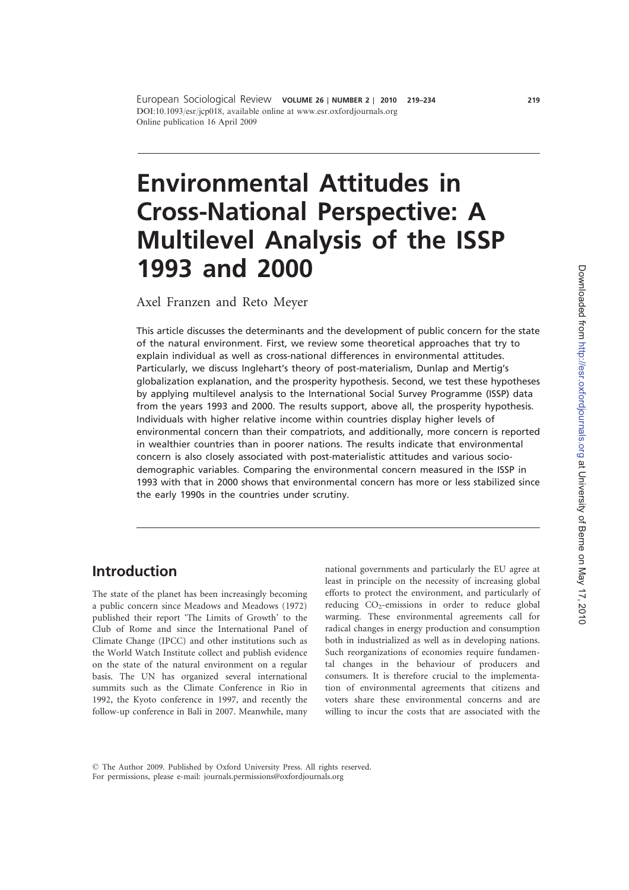# Environmental Attitudes in Cross-National Perspective: A Multilevel Analysis of the ISSP 1993 and 2000

Axel Franzen and Reto Meyer

This article discusses the determinants and the development of public concern for the state of the natural environment. First, we review some theoretical approaches that try to explain individual as well as cross-national differences in environmental attitudes. Particularly, we discuss Inglehart's theory of post-materialism, Dunlap and Mertig's globalization explanation, and the prosperity hypothesis. Second, we test these hypotheses by applying multilevel analysis to the International Social Survey Programme (ISSP) data from the years 1993 and 2000. The results support, above all, the prosperity hypothesis. Individuals with higher relative income within countries display higher levels of environmental concern than their compatriots, and additionally, more concern is reported in wealthier countries than in poorer nations. The results indicate that environmental concern is also closely associated with post-materialistic attitudes and various socio-demographic variables. Comparing the environmental concern measured in the ISSP in 1993 with that in 2000 shows that environmental concern has more or less stabilized since the early 1990s in the countries under scrutiny.

## Introduction

The state of the planet has been increasingly becoming a public concern since Meadows and Meadows (1972) published their report 'The Limits of Growth' to the Club of Rome and since the International Panel of Climate Change (IPCC) and other institutions such as the World Watch Institute collect and publish evidence on the state of the natural environment on a regular basis. The UN has organized several international summits such as the Climate Conference in Rio in 1992, the Kyoto conference in 1997, and recently the follow-up conference in Bali in 2007. Meanwhile, many national governments and particularly the EU agree at least in principle on the necessity of increasing global efforts to protect the environment, and particularly of reducing $CO_2$-emissions in order to reduce global warming. These environmental agreements call for radical changes in energy production and consumption both in industrialized as well as in developing nations. Such reorganizations of economies require fundamental changes in the behaviour of producers and consumers. It is therefore crucial to the implementation of environmental agreements that citizens and voters share these environmental concerns and are willing to incur the costs that are associated with the

© The Author 2009. Published by Oxford University Press. All rights reserved.
For permissions, please e-mail: journals.permissions@oxfordjournals.org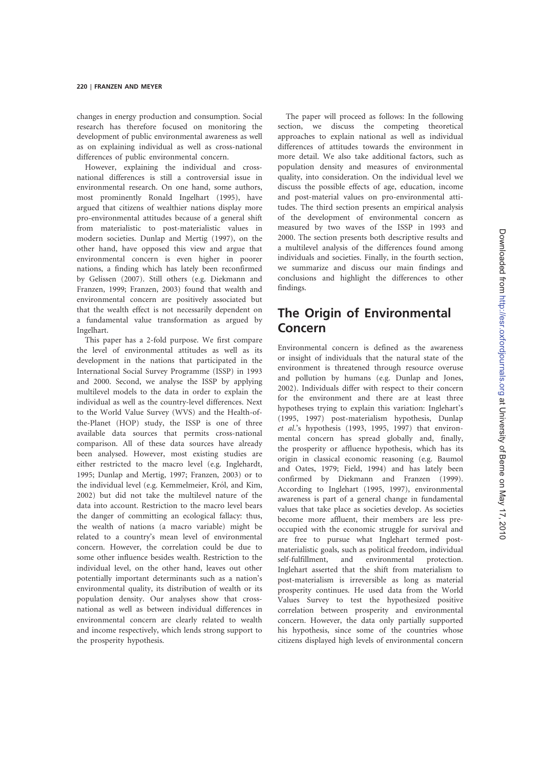changes in energy production and consumption. Social research has therefore focused on monitoring the development of public environmental awareness as well as on explaining individual as well as cross-national differences of public environmental concern.

However, explaining the individual and cross-national differences is still a controversial issue in environmental research. On one hand, some authors, most prominently Ronald Ingelhart (1995), have argued that citizens of wealthier nations display more pro-environmental attitudes because of a general shift from materialistic to post-materialistic values in modern societies. Dunlap and Mertig (1997), on the other hand, have opposed this view and argue that environmental concern is even higher in poorer nations, a finding which has lately been reconfirmed by Gelissen (2007). Still others (e.g. Diekmann and Franzen, 1999; Franzen, 2003) found that wealth and environmental concern are positively associated but that the wealth effect is not necessarily dependent on a fundamental value transformation as argued by Ingelhart.

This paper has a 2-fold purpose. We first compare the level of environmental attitudes as well as its development in the nations that participated in the International Social Survey Programme (ISSP) in 1993 and 2000. Second, we analyse the ISSP by applying multilevel models to the data in order to explain the individual as well as the country-level differences. Next to the World Value Survey (WVS) and the Health-of-the-Planet (HOP) study, the ISSP is one of three available data sources that permits cross-national comparison. All of these data sources have already been analysed. However, most existing studies are either restricted to the macro level (e.g. Inglehardt, 1995; Dunlap and Mertig, 1997; Franzen, 2003) or to the individual level (e.g. Kemmelmeier, Król, and Kim, 2002) but did not take the multilevel nature of the data into account. Restriction to the macro level bears the danger of committing an ecological fallacy: thus, the wealth of nations (a macro variable) might be related to a country's mean level of environmental concern. However, the correlation could be due to some other influence besides wealth. Restriction to the individual level, on the other hand, leaves out other potentially important determinants such as a nation's environmental quality, its distribution of wealth or its population density. Our analyses show that cross-national as well as between individual differences in environmental concern are clearly related to wealth and income respectively, which lends strong support to the prosperity hypothesis.

The paper will proceed as follows: In the following section, we discuss the competing theoretical approaches to explain national as well as individual differences of attitudes towards the environment in more detail. We also take additional factors, such as population density and measures of environmental quality, into consideration. On the individual level we discuss the possible effects of age, education, income and post-material values on pro-environmental attitudes. The third section presents an empirical analysis of the development of environmental concern as measured by two waves of the ISSP in 1993 and 2000. The section presents both descriptive results and a multilevel analysis of the differences found among individuals and societies. Finally, in the fourth section, we summarize and discuss our main findings and conclusions and highlight the differences to other findings.

## The Origin of Environmental Concern

Environmental concern is defined as the awareness or insight of individuals that the natural state of the environment is threatened through resource overuse and pollution by humans (e.g. Dunlap and Jones, 2002). Individuals differ with respect to their concern for the environment and there are at least three hypotheses trying to explain this variation: Inglehart's (1995, 1997) post-materialism hypothesis, Dunlap *et al.*'s hypothesis (1993, 1995, 1997) that environmental concern has spread globally and, finally, the prosperity or affluence hypothesis, which has its origin in classical economic reasoning (e.g. Baumol and Oates, 1979; Field, 1994) and has lately been confirmed by Diekmann and Franzen (1999). According to Inglehart (1995, 1997), environmental awareness is part of a general change in fundamental values that take place as societies develop. As societies become more affluent, their members are less pre-occupied with the economic struggle for survival and are free to pursue what Inglehart termed post-materialistic goals, such as political freedom, individual self-fulfillment, and environmental protection. Inglehart asserted that the shift from materialism to post-materialism is irreversible as long as material prosperity continues. He used data from the World Values Survey to test the hypothesized positive correlation between prosperity and environmental concern. However, the data only partially supported his hypothesis, since some of the countries whose citizens displayed high levels of environmental concern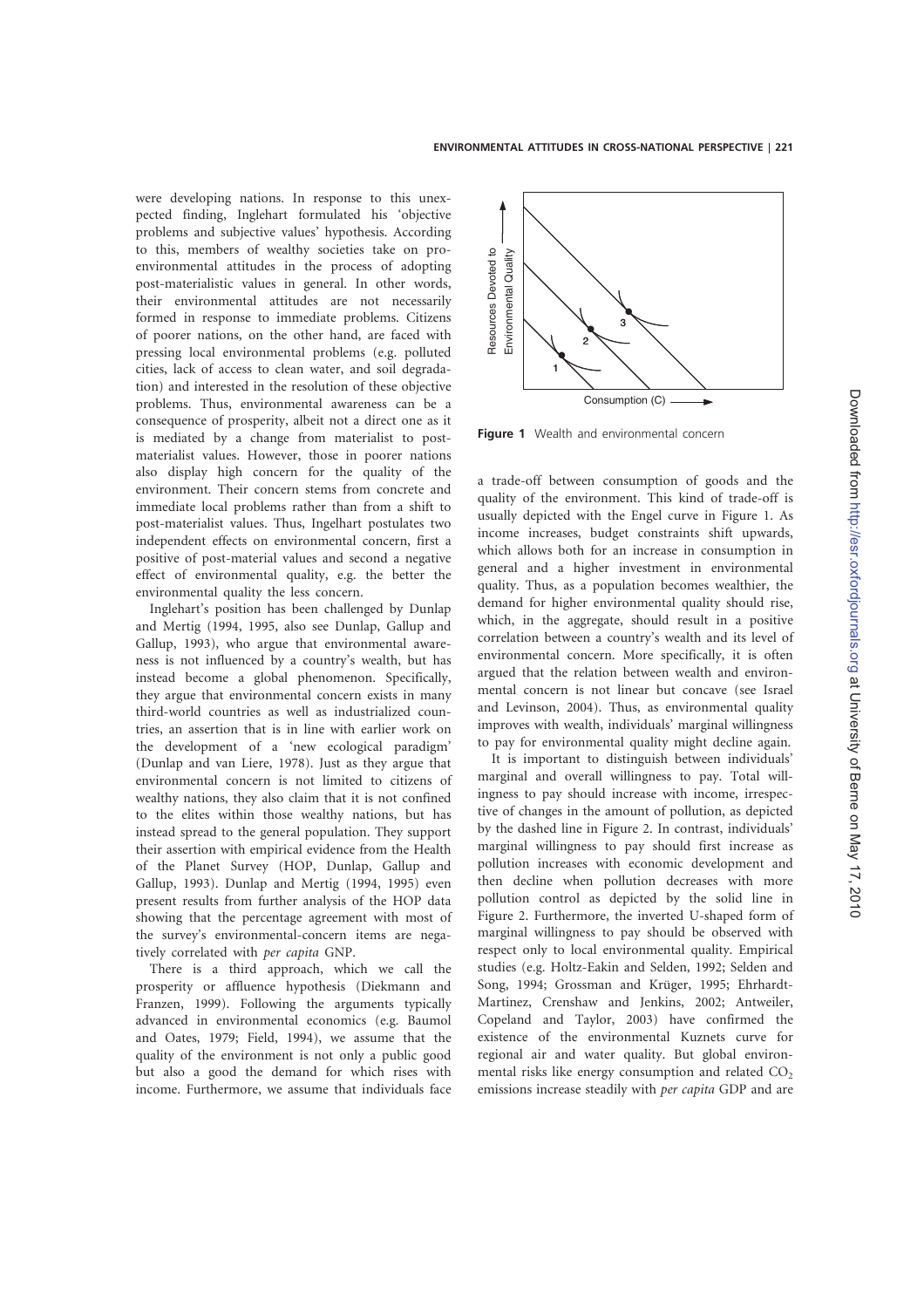were developing nations. In response to this unexpected finding, Inglehart formulated his 'objective problems and subjective values' hypothesis. According to this, members of wealthy societies take on pro-environmental attitudes in the process of adopting post-materialistic values in general. In other words, their environmental attitudes are not necessarily formed in response to immediate problems. Citizens of poorer nations, on the other hand, are faced with pressing local environmental problems (e.g. polluted cities, lack of access to clean water, and soil degradation) and interested in the resolution of these objective problems. Thus, environmental awareness can be a consequence of prosperity, albeit not a direct one as it is mediated by a change from materialist to post-materialist values. However, those in poorer nations also display high concern for the quality of the environment. Their concern stems from concrete and immediate local problems rather than from a shift to post-materialist values. Thus, Ingelhart postulates two independent effects on environmental concern, first a positive of post-material values and second a negative effect of environmental quality, e.g. the better the environmental quality the less concern.

Inglehart's position has been challenged by Dunlap and Mertig (1994, 1995, also see Dunlap, Gallup and Gallup, 1993), who argue that environmental awareness is not influenced by a country's wealth, but has instead become a global phenomenon. Specifically, they argue that environmental concern exists in many third-world countries as well as industrialized countries, an assertion that is in line with earlier work on the development of a 'new ecological paradigm' (Dunlap and van Liere, 1978). Just as they argue that environmental concern is not limited to citizens of wealthy nations, they also claim that it is not confined to the elites within those wealthy nations, but has instead spread to the general population. They support their assertion with empirical evidence from the Health of the Planet Survey (HOP, Dunlap, Gallup and Gallup, 1993). Dunlap and Mertig (1994, 1995) even present results from further analysis of the HOP data showing that the percentage agreement with most of the survey's environmental-concern items are negatively correlated with *per capita* GNP.

There is a third approach, which we call the prosperity or affluence hypothesis (Diekmann and Franzen, 1999). Following the arguments typically advanced in environmental economics (e.g. Baumol and Oates, 1979; Field, 1994), we assume that the quality of the environment is not only a public good but also a good the demand for which rises with income. Furthermore, we assume that individuals face a trade-off between consumption of goods and the quality of the environment. This kind of trade-off is usually depicted with the Engel curve in Figure 1. As income increases, budget constraints shift upwards, which allows both for an increase in consumption in general and a higher investment in environmental quality. Thus, as a population becomes wealthier, the demand for higher environmental quality should rise, which, in the aggregate, should result in a positive correlation between a country's wealth and its level of environmental concern. More specifically, it is often argued that the relation between wealth and environmental concern is not linear but concave (see Israel and Levinson, 2004). Thus, as environmental quality improves with wealth, individuals' marginal willingness to pay for environmental quality might decline again.

**Figure 1** Wealth and environmental concern

It is important to distinguish between individuals' marginal and overall willingness to pay. Total willingness to pay should increase with income, irrespective of changes in the amount of pollution, as depicted by the dashed line in Figure 2. In contrast, individuals' marginal willingness to pay should first increase as pollution increases with economic development and then decline when pollution decreases with more pollution control as depicted by the solid line in Figure 2. Furthermore, the inverted U-shaped form of marginal willingness to pay should be observed with respect only to local environmental quality. Empirical studies (e.g. Holtz-Eakin and Selden, 1992; Selden and Song, 1994; Grossman and Krüger, 1995; Ehrhardt-Martinez, Crenshaw and Jenkins, 2002; Antweiler, Copeland and Taylor, 2003) have confirmed the existence of the environmental Kuznets curve for regional air and water quality. But global environmental risks like energy consumption and related $CO_2$ emissions increase steadily with *per capita* GDP and are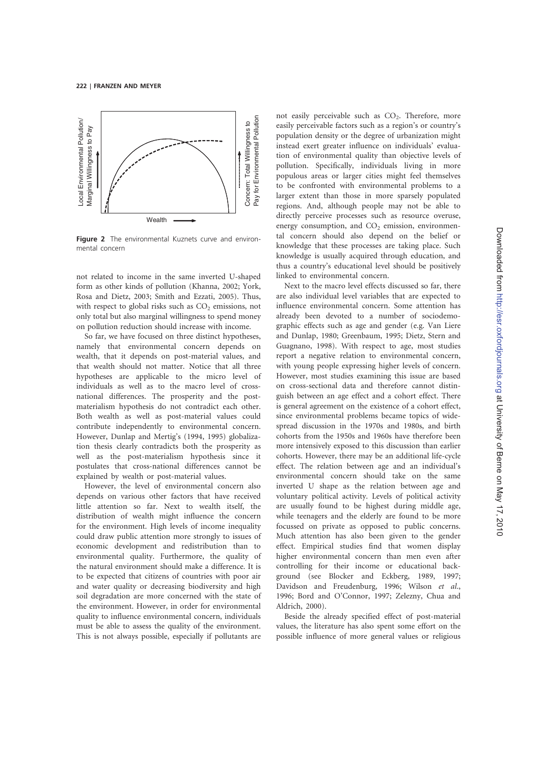Local Environmental Pollution/
Marginal Willingness to Pay

Concern: Total Willingness to
Pay for Environmental Pollution

Wealth

**Figure 2** The environmental Kuznets curve and environmental concern

not related to income in the same inverted U-shaped form as other kinds of pollution (Khanna, 2002; York, Rosa and Dietz, 2003; Smith and Ezzati, 2005). Thus, with respect to global risks such as $CO_2$ emissions, not only total but also marginal willingness to spend money on pollution reduction should increase with income.

So far, we have focused on three distinct hypotheses, namely that environmental concern depends on wealth, that it depends on post-material values, and that wealth should not matter. Notice that all three hypotheses are applicable to the micro level of individuals as well as to the macro level of cross-national differences. The prosperity and the post-materialism hypothesis do not contradict each other. Both wealth as well as post-material values could contribute independently to environmental concern. However, Dunlap and Mertig's (1994, 1995) globalization thesis clearly contradicts both the prosperity as well as the post-materialism hypothesis since it postulates that cross-national differences cannot be explained by wealth or post-material values.

However, the level of environmental concern also depends on various other factors that have received little attention so far. Next to wealth itself, the distribution of wealth might influence the concern for the environment. High levels of income inequality could draw public attention more strongly to issues of economic development and redistribution than to environmental quality. Furthermore, the quality of the natural environment should make a difference. It is to be expected that citizens of countries with poor air and water quality or decreasing biodiversity and high soil degradation are more concerned with the state of the environment. However, in order for environmental quality to influence environmental concern, individuals must be able to assess the quality of the environment. This is not always possible, especially if pollutants are not easily perceivable such as $CO_2$. Therefore, more easily perceivable factors such as a region's or country's population density or the degree of urbanization might instead exert greater influence on individuals' evaluation of environmental quality than objective levels of pollution. Specifically, individuals living in more populous areas or larger cities might feel themselves to be confronted with environmental problems to a larger extent than those in more sparsely populated regions. And, although people may not be able to directly perceive processes such as resource overuse, energy consumption, and $CO_2$ emission, environmental concern should also depend on the belief or knowledge that these processes are taking place. Such knowledge is usually acquired through education, and thus a country's educational level should be positively linked to environmental concern.

Next to the macro level effects discussed so far, there are also individual level variables that are expected to influence environmental concern. Some attention has already been devoted to a number of sociodemographic effects such as age and gender (e.g. Van Liere and Dunlap, 1980; Greenbaum, 1995; Dietz, Stern and Guagnano, 1998). With respect to age, most studies report a negative relation to environmental concern, with young people expressing higher levels of concern. However, most studies examining this issue are based on cross-sectional data and therefore cannot distinguish between an age effect and a cohort effect. There is general agreement on the existence of a cohort effect, since environmental problems became topics of widespread discussion in the 1970s and 1980s, and birth cohorts from the 1950s and 1960s have therefore been more intensively exposed to this discussion than earlier cohorts. However, there may be an additional life-cycle effect. The relation between age and an individual's environmental concern should take on the same inverted U shape as the relation between age and voluntary political activity. Levels of political activity are usually found to be highest during middle age, while teenagers and the elderly are found to be more focussed on private as opposed to public concerns. Much attention has also been given to the gender effect. Empirical studies find that women display higher environmental concern than men even after controlling for their income or educational background (see Blocker and Eckberg, 1989, 1997; Davidson and Freudenburg, 1996; Wilson *et al.*, 1996; Bord and O'Connor, 1997; Zelezny, Chua and Aldrich, 2000).

Beside the already specified effect of post-material values, the literature has also spent some effort on the possible influence of more general values or religious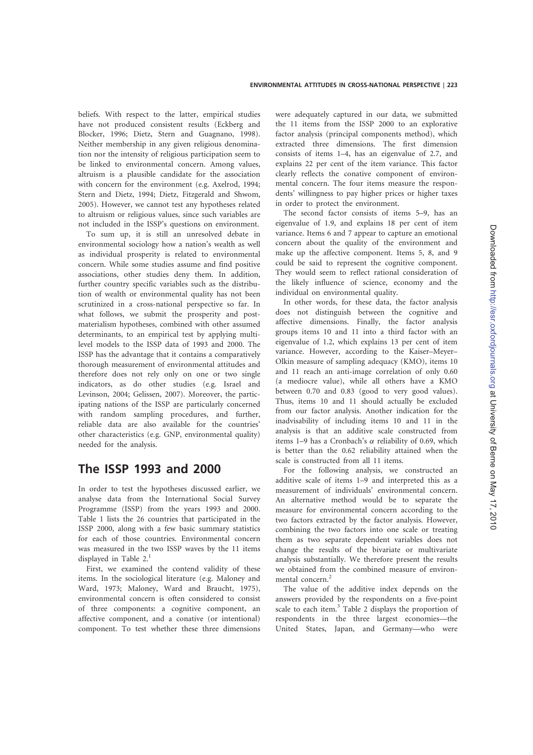beliefs. With respect to the latter, empirical studies have not produced consistent results (Eckberg and Blocker, 1996; Dietz, Stern and Guagnano, 1998). Neither membership in any given religious denomination nor the intensity of religious participation seem to be linked to environmental concern. Among values, altruism is a plausible candidate for the association with concern for the environment (e.g. Axelrod, 1994; Stern and Dietz, 1994; Dietz, Fitzgerald and Shwom, 2005). However, we cannot test any hypotheses related to altruism or religious values, since such variables are not included in the ISSP's questions on environment.

To sum up, it is still an unresolved debate in environmental sociology how a nation's wealth as well as individual prosperity is related to environmental concern. While some studies assume and find positive associations, other studies deny them. In addition, further country specific variables such as the distribution of wealth or environmental quality has not been scrutinized in a cross-national perspective so far. In what follows, we submit the prosperity and postmaterialism hypotheses, combined with other assumed determinants, to an empirical test by applying multilevel models to the ISSP data of 1993 and 2000. The ISSP has the advantage that it contains a comparatively thorough measurement of environmental attitudes and therefore does not rely only on one or two single indicators, as do other studies (e.g. Israel and Levinson, 2004; Gelissen, 2007). Moreover, the participating nations of the ISSP are particularly concerned with random sampling procedures, and further, reliable data are also available for the countries' other characteristics (e.g. GNP, environmental quality) needed for the analysis.

## The ISSP 1993 and 2000

In order to test the hypotheses discussed earlier, we analyse data from the International Social Survey Programme (ISSP) from the years 1993 and 2000. Table 1 lists the 26 countries that participated in the ISSP 2000, along with a few basic summary statistics for each of those countries. Environmental concern was measured in the two ISSP waves by the 11 items displayed in Table 2.[1]

First, we examined the contend validity of these items. In the sociological literature (e.g. Maloney and Ward, 1973; Maloney, Ward and Braucht, 1975), environmental concern is often considered to consist of three components: a cognitive component, an affective component, and a conative (or intentional) component. To test whether these three dimensions were adequately captured in our data, we submitted the 11 items from the ISSP 2000 to an explorative factor analysis (principal components method), which extracted three dimensions. The first dimension consists of items 1–4, has an eigenvalue of 2.7, and explains 22 per cent of the item variance. This factor clearly reflects the conative component of environmental concern. The four items measure the respondents' willingness to pay higher prices or higher taxes in order to protect the environment.

The second factor consists of items 5–9, has an eigenvalue of 1.9, and explains 18 per cent of item variance. Items 6 and 7 appear to capture an emotional concern about the quality of the environment and make up the affective component. Items 5, 8, and 9 could be said to represent the cognitive component. They would seem to reflect rational consideration of the likely influence of science, economy and the individual on environmental quality.

In other words, for these data, the factor analysis does not distinguish between the cognitive and affective dimensions. Finally, the factor analysis groups items 10 and 11 into a third factor with an eigenvalue of 1.2, which explains 13 per cent of item variance. However, according to the Kaiser–Meyer–Olkin measure of sampling adequacy (KMO), items 10 and 11 reach an anti-image correlation of only 0.60 (a mediocre value), while all others have a KMO between 0.70 and 0.83 (good to very good values). Thus, items 10 and 11 should actually be excluded from our factor analysis. Another indication for the inadvisability of including items 10 and 11 in the analysis is that an additive scale constructed from items 1–9 has a Cronbach's $\alpha$ reliability of 0.69, which is better than the 0.62 reliability attained when the scale is constructed from all 11 items.

For the following analysis, we constructed an additive scale of items 1–9 and interpreted this as a measurement of individuals' environmental concern. An alternative method would be to separate the measure for environmental concern according to the two factors extracted by the factor analysis. However, combining the two factors into one scale or treating them as two separate dependent variables does not change the results of the bivariate or multivariate analysis substantially. We therefore present the results we obtained from the combined measure of environmental concern.[2]

The value of the additive index depends on the answers provided by the respondents on a five-point scale to each item.[3] Table 2 displays the proportion of respondents in the three largest economies—the United States, Japan, and Germany—who were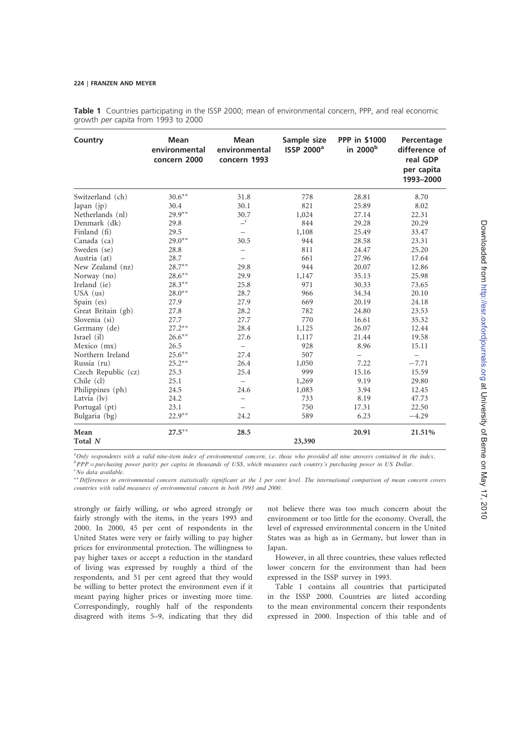**Table 1** Countries participating in the ISSP 2000; mean of environmental concern, PPP, and real economic growth *per capita* from 1993 to 2000

| Country | Mean environmental concern 2000 | Mean environmental concern 1993 | Sample size ISSP 2000[a] | PPP in $1000 in 2000[b] | Percentage difference of real GDP per capita 1993–2000 |
|---|---|---|---|---|---|
| Switzerland (ch) | 30.6** | 31.8 | 778 | 28.81 | 8.70 |
| Japan (jp) | 30.4 | 30.1 | 821 | 25.89 | 8.02 |
| Netherlands (nl) | 29.9** | 30.7 | 1,024 | 27.14 | 22.31 |
| Denmark (dk) | 29.8 | –[c] | 844 | 29.28 | 20.29 |
| Finland (fi) | 29.5 | – | 1,108 | 25.49 | 33.47 |
| Canada (ca) | 29.0** | 30.5 | 944 | 28.58 | 23.31 |
| Sweden (se) | 28.8 | – | 811 | 24.47 | 25.20 |
| Austria (at) | 28.7 | – | 661 | 27.96 | 17.64 |
| New Zealand (nz) | 28.7** | 29.8 | 944 | 20.07 | 12.86 |
| Norway (no) | 28.6** | 29.9 | 1,147 | 35.13 | 25.98 |
| Ireland (ie) | 28.3** | 25.8 | 971 | 30.33 | 73.65 |
| USA (us) | 28.0** | 28.7 | 966 | 34.34 | 20.10 |
| Spain (es) | 27.9 | 27.9 | 669 | 20.19 | 24.18 |
| Great Britain (gb) | 27.8 | 28.2 | 782 | 24.80 | 23.53 |
| Slovenia (si) | 27.7 | 27.7 | 770 | 16.61 | 35.32 |
| Germany (de) | 27.2** | 28.4 | 1,125 | 26.07 | 12.44 |
| Israel (il) | 26.6** | 27.6 | 1,117 | 21.44 | 19.58 |
| Mexico (mx) | 26.5 | – | 928 | 8.96 | 15.11 |
| Northern Ireland | 25.6** | 27.4 | 507 | – | – |
| Russia (ru) | 25.2** | 26.4 | 1,050 | 7.22 | −7.71 |
| Czech Republic (cz) | 25.3 | 25.4 | 999 | 15.16 | 15.59 |
| Chile (cl) | 25.1 | – | 1,269 | 9.19 | 29.80 |
| Philippines (ph) | 24.5 | 24.6 | 1,083 | 3.94 | 12.45 |
| Latvia (lv) | 24.2 | – | 733 | 8.19 | 47.73 |
| Portugal (pt) | 23.1 | – | 750 | 17.31 | 22.50 |
| Bulgaria (bg) | 22.9** | 24.2 | 589 | 6.23 | −4.29 |
| **Mean** | **27.5**** | **28.5** | | **20.91** | **21.51%** |
| **Total *N*** | | | **23,390** | | |

[a]*Only respondents with a valid nine-item index of environmental concern, i.e. those who provided all nine answers contained in the index.*
[b]*PPP = purchasing power parity per capita in thousands of US$, which measures each country's purchasing power in US Dollar.*
[c]*No data available.*
***Differences in environmental concern statistically significant at the 1 per cent level. The international comparison of mean concern covers countries with valid measures of environmental concern in both 1993 and 2000.*

strongly or fairly willing, or who agreed strongly or fairly strongly with the items, in the years 1993 and 2000. In 2000, 45 per cent of respondents in the United States were very or fairly willing to pay higher prices for environmental protection. The willingness to pay higher taxes or accept a reduction in the standard of living was expressed by roughly a third of the respondents, and 51 per cent agreed that they would be willing to better protect the environment even if it meant paying higher prices or investing more time. Correspondingly, roughly half of the respondents disagreed with items 5–9, indicating that they did not believe there was too much concern about the environment or too little for the economy. Overall, the level of expressed environmental concern in the United States was as high as in Germany, but lower than in Japan.

However, in all three countries, these values reflected lower concern for the environment than had been expressed in the ISSP survey in 1993.

Table 1 contains all countries that participated in the ISSP 2000. Countries are listed according to the mean environmental concern their respondents expressed in 2000. Inspection of this table and of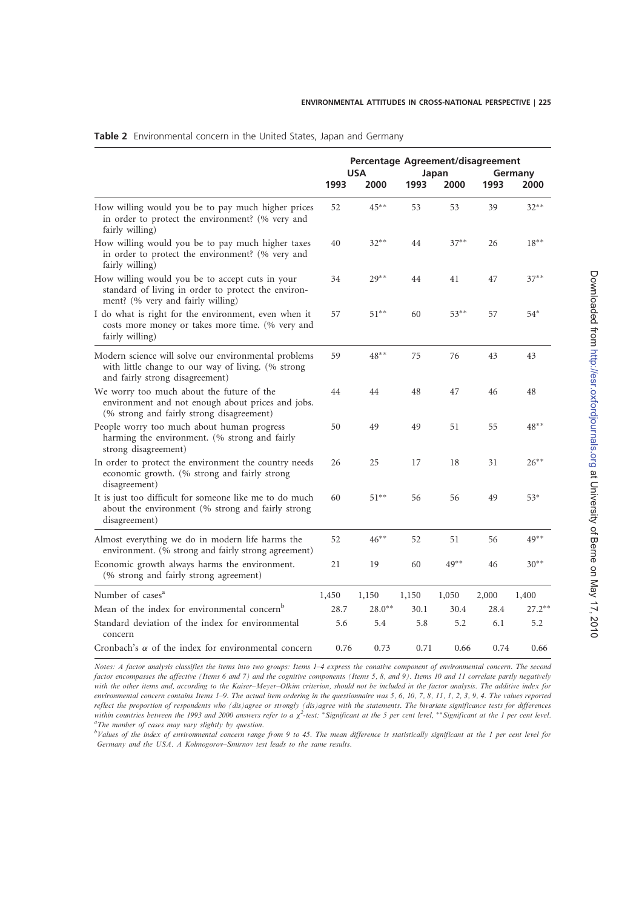**Table 2** Environmental concern in the United States, Japan and Germany

| | Percentage Agreement/disagreement | | | | | |
|---|---|---|---|---|---|---|
| | USA | | Japan | | Germany | |
| | 1993 | 2000 | 1993 | 2000 | 1993 | 2000 |
| How willing would you be to pay much higher prices in order to protect the environment? (% very and fairly willing) | 52 | 45** | 53 | 53 | 39 | 32** |
| How willing would you be to pay much higher taxes in order to protect the environment? (% very and fairly willing) | 40 | 32** | 44 | 37** | 26 | 18** |
| How willing would you be to accept cuts in your standard of living in order to protect the environment? (% very and fairly willing) | 34 | 29** | 44 | 41 | 47 | 37** |
| I do what is right for the environment, even when it costs more money or takes more time. (% very and fairly willing) | 57 | 51** | 60 | 53** | 57 | 54* |
| Modern science will solve our environmental problems with little change to our way of living. (% strong and fairly strong disagreement) | 59 | 48** | 75 | 76 | 43 | 43 |
| We worry too much about the future of the environment and not enough about prices and jobs. (% strong and fairly strong disagreement) | 44 | 44 | 48 | 47 | 46 | 48 |
| People worry too much about human progress harming the environment. (% strong and fairly strong disagreement) | 50 | 49 | 49 | 51 | 55 | 48** |
| In order to protect the environment the country needs economic growth. (% strong and fairly strong disagreement) | 26 | 25 | 17 | 18 | 31 | 26** |
| It is just too difficult for someone like me to do much about the environment (% strong and fairly strong disagreement) | 60 | 51** | 56 | 56 | 49 | 53* |
| Almost everything we do in modern life harms the environment. (% strong and fairly strong agreement) | 52 | 46** | 52 | 51 | 56 | 49** |
| Economic growth always harms the environment. (% strong and fairly strong agreement) | 21 | 19 | 60 | 49** | 46 | 30** |
| Number of cases[a] | 1,450 | 1,150 | 1,150 | 1,050 | 2,000 | 1,400 |
| Mean of the index for environmental concern[b] | 28.7 | 28.0** | 30.1 | 30.4 | 28.4 | 27.2** |
| Standard deviation of the index for environmental concern | 5.6 | 5.4 | 5.8 | 5.2 | 6.1 | 5.2 |
| Cronbach's $\alpha$ of the index for environmental concern | 0.76 | 0.73 | 0.71 | 0.66 | 0.74 | 0.66 |

*Notes: A factor analysis classifies the items into two groups: Items 1–4 express the conative component of environmental concern. The second factor encompasses the affective (Items 6 and 7) and the cognitive components (Items 5, 8, and 9). Items 10 and 11 correlate partly negatively with the other items and, according to the Kaiser–Meyer–Olkim criterion, should not be included in the factor analysis. The additive index for environmental concern contains Items 1–9. The actual item ordering in the questionnaire was 5, 6, 10, 7, 8, 11, 1, 2, 3, 9, 4. The values reported reflect the proportion of respondents who (dis)agree or strongly (dis)agree with the statements. The bivariate significance tests for differences within countries between the 1993 and 2000 answers refer to a $\chi^2$-test: *Significant at the 5 per cent level, **Significant at the 1 per cent level.*

[a]*The number of cases may vary slightly by question.*

[b]*Values of the index of environmental concern range from 9 to 45. The mean difference is statistically significant at the 1 per cent level for Germany and the USA. A Kolmogorov–Smirnov test leads to the same results.*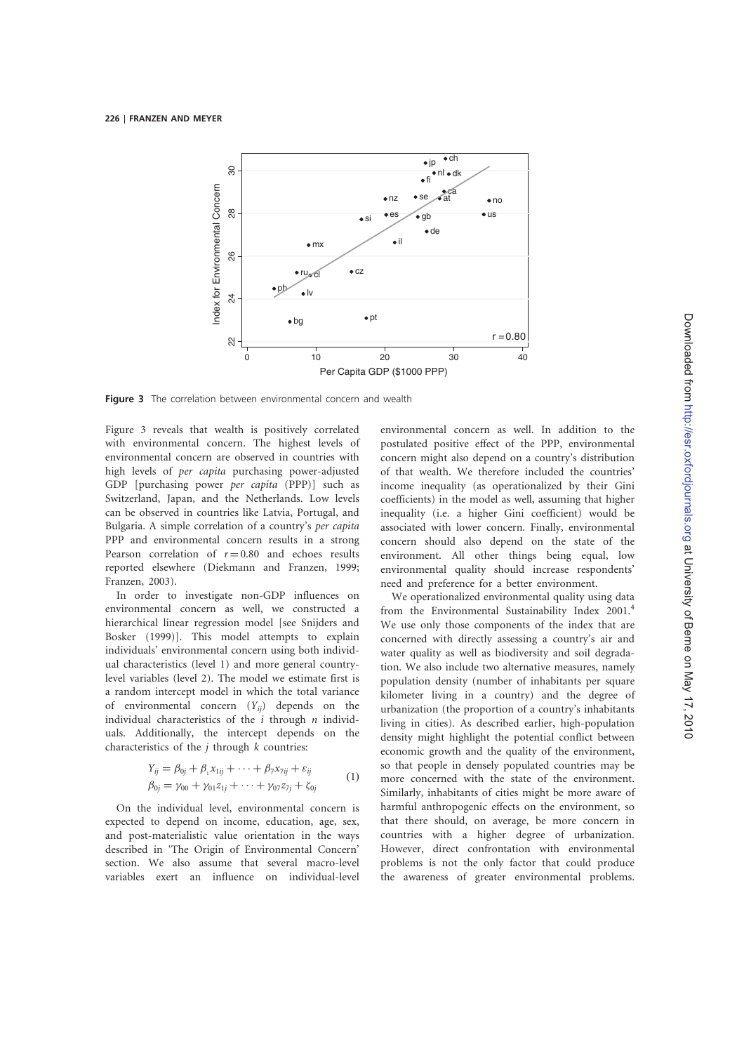**Figure 3** The correlation between environmental concern and wealth

Figure 3 reveals that wealth is positively correlated with environmental concern. The highest levels of environmental concern are observed in countries with high levels of *per capita* purchasing power-adjusted GDP [purchasing power *per capita* (PPP)] such as Switzerland, Japan, and the Netherlands. Low levels can be observed in countries like Latvia, Portugal, and Bulgaria. A simple correlation of a country's *per capita* PPP and environmental concern results in a strong Pearson correlation of $r = 0.80$ and echoes results reported elsewhere (Diekmann and Franzen, 1999; Franzen, 2003).

In order to investigate non-GDP influences on environmental concern as well, we constructed a hierarchical linear regression model [see Snijders and Bosker (1999)]. This model attempts to explain individuals' environmental concern using both individual characteristics (level 1) and more general country-level variables (level 2). The model we estimate first is a random intercept model in which the total variance of environmental concern ($Y_{ij}$) depends on the individual characteristics of the $i$ through $n$ individuals. Additionally, the intercept depends on the characteristics of the $j$ through $k$ countries:

$$
\begin{aligned}
Y_{ij} &= \beta_{0j} + \beta_1 x_{1ij} + \cdots + \beta_7 x_{7ij} + \varepsilon_{ij} \\
\beta_{0j} &= \gamma_{00} + \gamma_{01} z_{1j} + \cdots + \gamma_{07} z_{7j} + \zeta_{0j}
\end{aligned} \tag{1}
$$

On the individual level, environmental concern is expected to depend on income, education, age, sex, and post-materialistic value orientation in the ways described in 'The Origin of Environmental Concern' section. We also assume that several macro-level variables exert an influence on individual-level environmental concern as well. In addition to the postulated positive effect of the PPP, environmental concern might also depend on a country's distribution of that wealth. We therefore included the countries' income inequality (as operationalized by their Gini coefficients) in the model as well, assuming that higher inequality (i.e. a higher Gini coefficient) would be associated with lower concern. Finally, environmental concern should also depend on the state of the environment. All other things being equal, low environmental quality should increase respondents' need and preference for a better environment.

We operationalized environmental quality using data from the Environmental Sustainability Index 2001.[4] We use only those components of the index that are concerned with directly assessing a country's air and water quality as well as biodiversity and soil degradation. We also include two alternative measures, namely population density (number of inhabitants per square kilometer living in a country) and the degree of urbanization (the proportion of a country's inhabitants living in cities). As described earlier, high-population density might highlight the potential conflict between economic growth and the quality of the environment, so that people in densely populated countries may be more concerned with the state of the environment. Similarly, inhabitants of cities might be more aware of harmful anthropogenic effects on the environment, so that there should, on average, be more concern in countries with a higher degree of urbanization. However, direct confrontation with environmental problems is not the only factor that could produce the awareness of greater environmental problems.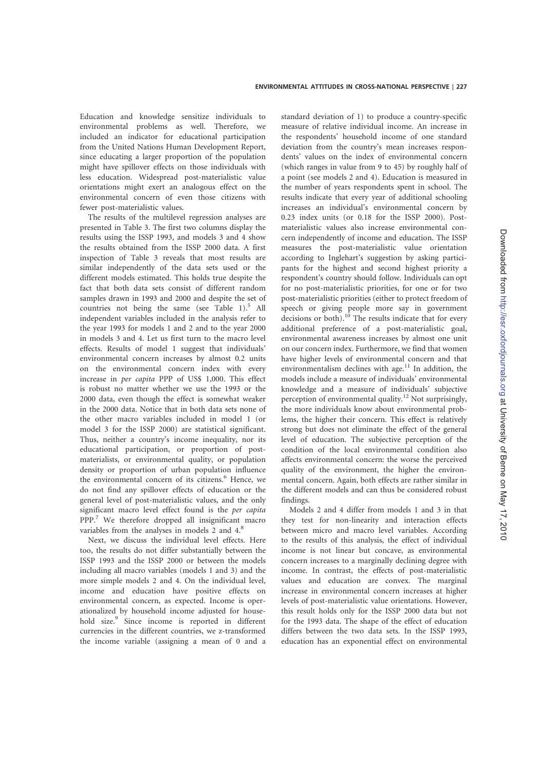Education and knowledge sensitize individuals to environmental problems as well. Therefore, we included an indicator for educational participation from the United Nations Human Development Report, since educating a larger proportion of the population might have spillover effects on those individuals with less education. Widespread post-materialistic value orientations might exert an analogous effect on the environmental concern of even those citizens with fewer post-materialistic values.

The results of the multilevel regression analyses are presented in Table 3. The first two columns display the results using the ISSP 1993, and models 3 and 4 show the results obtained from the ISSP 2000 data. A first inspection of Table 3 reveals that most results are similar independently of the data sets used or the different models estimated. This holds true despite the fact that both data sets consist of different random samples drawn in 1993 and 2000 and despite the set of countries not being the same (see Table 1).[5] All independent variables included in the analysis refer to the year 1993 for models 1 and 2 and to the year 2000 in models 3 and 4. Let us first turn to the macro level effects. Results of model 1 suggest that individuals' environmental concern increases by almost 0.2 units on the environmental concern index with every increase in *per capita* PPP of US$ 1,000. This effect is robust no matter whether we use the 1993 or the 2000 data, even though the effect is somewhat weaker in the 2000 data. Notice that in both data sets none of the other macro variables included in model 1 (or model 3 for the ISSP 2000) are statistical significant. Thus, neither a country's income inequality, nor its educational participation, or proportion of post-materialists, or environmental quality, or population density or proportion of urban population influence the environmental concern of its citizens.[6] Hence, we do not find any spillover effects of education or the general level of post-materialistic values, and the only significant macro level effect found is the *per capita* PPP.[7] We therefore dropped all insignificant macro variables from the analyses in models 2 and 4.[8]

Next, we discuss the individual level effects. Here too, the results do not differ substantially between the ISSP 1993 and the ISSP 2000 or between the models including all macro variables (models 1 and 3) and the more simple models 2 and 4. On the individual level, income and education have positive effects on environmental concern, as expected. Income is operationalized by household income adjusted for household size.[9] Since income is reported in different currencies in the different countries, we z-transformed the income variable (assigning a mean of 0 and a standard deviation of 1) to produce a country-specific measure of relative individual income. An increase in the respondents' household income of one standard deviation from the country's mean increases respondents' values on the index of environmental concern (which ranges in value from 9 to 45) by roughly half of a point (see models 2 and 4). Education is measured in the number of years respondents spent in school. The results indicate that every year of additional schooling increases an individual's environmental concern by 0.23 index units (or 0.18 for the ISSP 2000). Post-materialistic values also increase environmental concern independently of income and education. The ISSP measures the post-materialistic value orientation according to Inglehart's suggestion by asking participants for the highest and second highest priority a respondent's country should follow. Individuals can opt for no post-materialistic priorities, for one or for two post-materialistic priorities (either to protect freedom of speech or giving people more say in government decisions or both).[10] The results indicate that for every additional preference of a post-materialistic goal, environmental awareness increases by almost one unit on our concern index. Furthermore, we find that women have higher levels of environmental concern and that environmentalism declines with age.[11] In addition, the models include a measure of individuals' environmental knowledge and a measure of individuals' subjective perception of environmental quality.[12] Not surprisingly, the more individuals know about environmental problems, the higher their concern. This effect is relatively strong but does not eliminate the effect of the general level of education. The subjective perception of the condition of the local environmental condition also affects environmental concern: the worse the perceived quality of the environment, the higher the environmental concern. Again, both effects are rather similar in the different models and can thus be considered robust findings.

Models 2 and 4 differ from models 1 and 3 in that they test for non-linearity and interaction effects between micro and macro level variables. According to the results of this analysis, the effect of individual income is not linear but concave, as environmental concern increases to a marginally declining degree with income. In contrast, the effects of post-materialistic values and education are convex. The marginal increase in environmental concern increases at higher levels of post-materialistic value orientations. However, this result holds only for the ISSP 2000 data but not for the 1993 data. The shape of the effect of education differs between the two data sets. In the ISSP 1993, education has an exponential effect on environmental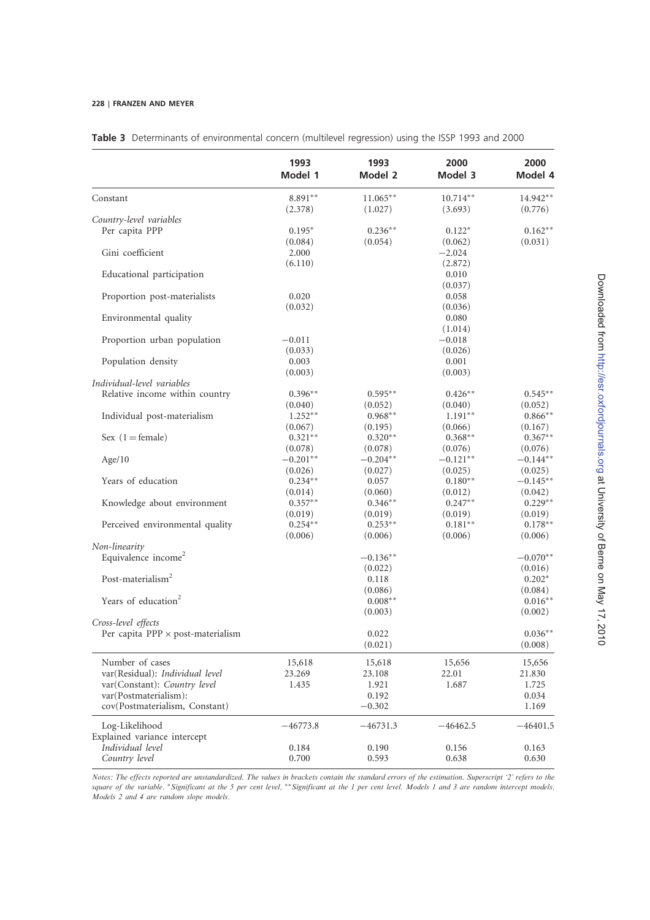**Table 3** Determinants of environmental concern (multilevel regression) using the ISSP 1993 and 2000

| | 1993 Model 1 | 1993 Model 2 | 2000 Model 3 | 2000 Model 4 |
|---|---|---|---|---|
| Constant | 8.891** | 11.065** | 10.714** | 14.942** |
| | (2.378) | (1.027) | (3.693) | (0.776) |
| *Country-level variables* | | | | |
| Per capita PPP | 0.195* | 0.236** | 0.122* | 0.162** |
| | (0.084) | (0.054) | (0.062) | (0.031) |
| Gini coefficient | 2.000 | | −2.024 | |
| | (6.110) | | (2.872) | |
| Educational participation | | | 0.010 | |
| | | | (0.037) | |
| Proportion post-materialists | 0.020 | | 0.058 | |
| | (0.032) | | (0.036) | |
| Environmental quality | | | 0.080 | |
| | | | (1.014) | |
| Proportion urban population | −0.011 | | −0.018 | |
| | (0.033) | | (0.026) | |
| Population density | 0.003 | | 0.001 | |
| | (0.003) | | (0.003) | |
| *Individual-level variables* | | | | |
| Relative income within country | 0.396** | 0.595** | 0.426** | 0.545** |
| | (0.040) | (0.052) | (0.040) | (0.052) |
| Individual post-materialism | 1.252** | 0.968** | 1.191** | 0.866** |
| | (0.067) | (0.195) | (0.066) | (0.167) |
| Sex (1 = female) | 0.321** | 0.320** | 0.368** | 0.367** |
| | (0.078) | (0.078) | (0.076) | (0.076) |
| Age/10 | −0.201** | −0.204** | −0.121** | −0.144** |
| | (0.026) | (0.027) | (0.025) | (0.025) |
| Years of education | 0.234** | 0.057 | 0.180** | −0.145** |
| | (0.014) | (0.060) | (0.012) | (0.042) |
| Knowledge about environment | 0.357** | 0.346** | 0.247** | 0.229** |
| | (0.019) | (0.019) | (0.019) | (0.019) |
| Perceived environmental quality | 0.254** | 0.253** | 0.181** | 0.178** |
| | (0.006) | (0.006) | (0.006) | (0.006) |
| *Non-linearity* | | | | |
| Equivalence income$^2$ | | −0.136** | | −0.070** |
| | | (0.022) | | (0.016) |
| Post-materialism$^2$ | | 0.118 | | 0.202* |
| | | (0.086) | | (0.084) |
| Years of education$^2$ | | 0.008** | | 0.016** |
| | | (0.003) | | (0.002) |
| *Cross-level effects* | | | | |
| Per capita PPP × post-materialism | | 0.022 | | 0.036** |
| | | (0.021) | | (0.008) |
| Number of cases | 15,618 | 15,618 | 15,656 | 15,656 |
| var(Residual): *Individual level* | 23.269 | 23.108 | 22.01 | 21.830 |
| var(Constant): *Country level* | 1.435 | 1.921 | 1.687 | 1.725 |
| var(Postmaterialism): | | 0.192 | | 0.034 |
| cov(Postmaterialism, Constant) | | −0.302 | | 1.169 |
| Log-Likelihood | −46773.8 | −46731.3 | −46462.5 | −46401.5 |
| Explained variance intercept | | | | |
| *Individual level* | 0.184 | 0.190 | 0.156 | 0.163 |
| *Country level* | 0.700 | 0.593 | 0.638 | 0.630 |

*Notes: The effects reported are unstandardized. The values in brackets contain the standard errors of the estimation. Superscript '2' refers to the square of the variable. \*Significant at the 5 per cent level, \*\*Significant at the 1 per cent level. Models 1 and 3 are random intercept models. Models 2 and 4 are random slope models.*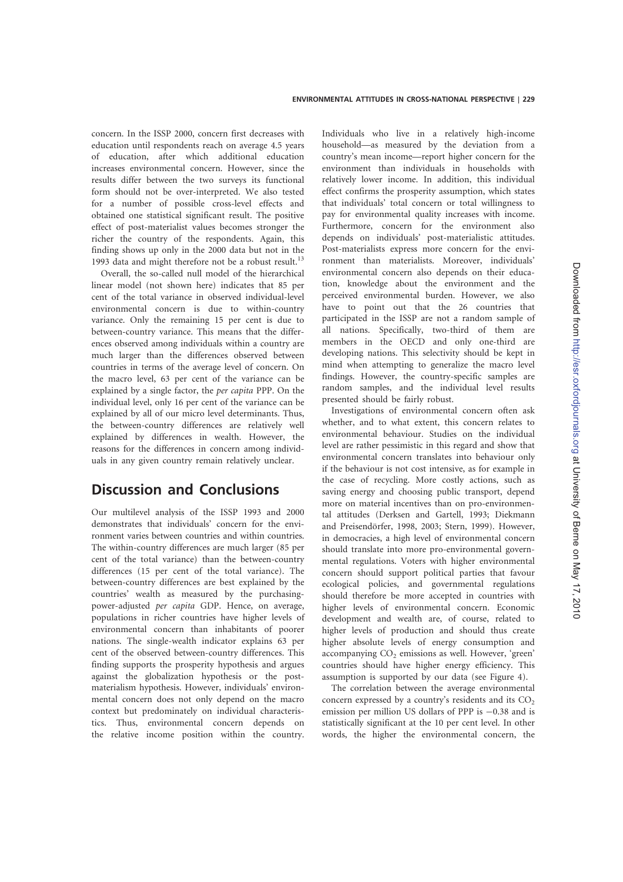concern. In the ISSP 2000, concern first decreases with education until respondents reach on average 4.5 years of education, after which additional education increases environmental concern. However, since the results differ between the two surveys its functional form should not be over-interpreted. We also tested for a number of possible cross-level effects and obtained one statistical significant result. The positive effect of post-materialist values becomes stronger the richer the country of the respondents. Again, this finding shows up only in the 2000 data but not in the 1993 data and might therefore not be a robust result.[13]

Overall, the so-called null model of the hierarchical linear model (not shown here) indicates that 85 per cent of the total variance in observed individual-level environmental concern is due to within-country variance. Only the remaining 15 per cent is due to between-country variance. This means that the differences observed among individuals within a country are much larger than the differences observed between countries in terms of the average level of concern. On the macro level, 63 per cent of the variance can be explained by a single factor, the *per capita* PPP. On the individual level, only 16 per cent of the variance can be explained by all of our micro level determinants. Thus, the between-country differences are relatively well explained by differences in wealth. However, the reasons for the differences in concern among individuals in any given country remain relatively unclear.

## Discussion and Conclusions

Our multilevel analysis of the ISSP 1993 and 2000 demonstrates that individuals' concern for the environment varies between countries and within countries. The within-country differences are much larger (85 per cent of the total variance) than the between-country differences (15 per cent of the total variance). The between-country differences are best explained by the countries' wealth as measured by the purchasing-power-adjusted *per capita* GDP. Hence, on average, populations in richer countries have higher levels of environmental concern than inhabitants of poorer nations. The single-wealth indicator explains 63 per cent of the observed between-country differences. This finding supports the prosperity hypothesis and argues against the globalization hypothesis or the post-materialism hypothesis. However, individuals' environmental concern does not only depend on the macro context but predominately on individual characteristics. Thus, environmental concern depends on the relative income position within the country. Individuals who live in a relatively high-income household—as measured by the deviation from a country's mean income—report higher concern for the environment than individuals in households with relatively lower income. In addition, this individual effect confirms the prosperity assumption, which states that individuals' total concern or total willingness to pay for environmental quality increases with income. Furthermore, concern for the environment also depends on individuals' post-materialistic attitudes. Post-materialists express more concern for the environment than materialists. Moreover, individuals' environmental concern also depends on their education, knowledge about the environment and the perceived environmental burden. However, we also have to point out that the 26 countries that participated in the ISSP are not a random sample of all nations. Specifically, two-third of them are members in the OECD and only one-third are developing nations. This selectivity should be kept in mind when attempting to generalize the macro level findings. However, the country-specific samples are random samples, and the individual level results presented should be fairly robust.

Investigations of environmental concern often ask whether, and to what extent, this concern relates to environmental behaviour. Studies on the individual level are rather pessimistic in this regard and show that environmental concern translates into behaviour only if the behaviour is not cost intensive, as for example in the case of recycling. More costly actions, such as saving energy and choosing public transport, depend more on material incentives than on pro-environmental attitudes (Derksen and Gartell, 1993; Diekmann and Preisendörfer, 1998, 2003; Stern, 1999). However, in democracies, a high level of environmental concern should translate into more pro-environmental governmental regulations. Voters with higher environmental concern should support political parties that favour ecological policies, and governmental regulations should therefore be more accepted in countries with higher levels of environmental concern. Economic development and wealth are, of course, related to higher levels of production and should thus create higher absolute levels of energy consumption and accompanying $CO_2$ emissions as well. However, 'green' countries should have higher energy efficiency. This assumption is supported by our data (see Figure 4).

The correlation between the average environmental concern expressed by a country's residents and its $CO_2$ emission per million US dollars of PPP is $-0.38$ and is statistically significant at the 10 per cent level. In other words, the higher the environmental concern, the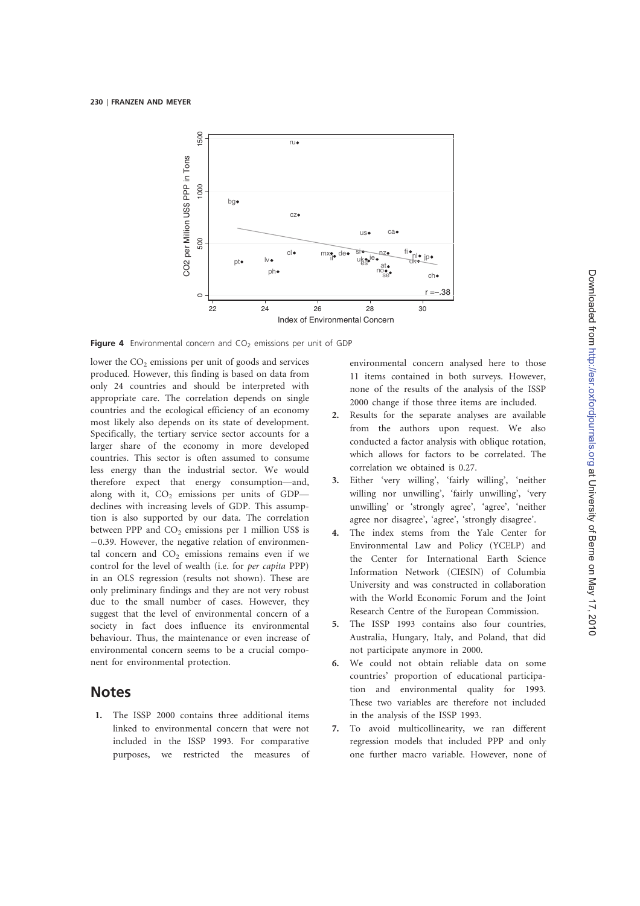**Figure 4** Environmental concern and $CO_2$ emissions per unit of GDP

lower the $CO_2$ emissions per unit of goods and services produced. However, this finding is based on data from only 24 countries and should be interpreted with appropriate care. The correlation depends on single countries and the ecological efficiency of an economy most likely also depends on its state of development. Specifically, the tertiary service sector accounts for a larger share of the economy in more developed countries. This sector is often assumed to consume less energy than the industrial sector. We would therefore expect that energy consumption—and, along with it, $CO_2$ emissions per units of GDP—declines with increasing levels of GDP. This assumption is also supported by our data. The correlation between PPP and $CO_2$ emissions per 1 million US$ is −0.39. However, the negative relation of environmental concern and $CO_2$ emissions remains even if we control for the level of wealth (i.e. for *per capita* PPP) in an OLS regression (results not shown). These are only preliminary findings and they are not very robust due to the small number of cases. However, they suggest that the level of environmental concern of a society in fact does influence its environmental behaviour. Thus, the maintenance or even increase of environmental concern seems to be a crucial component for environmental protection.

## Notes

1. The ISSP 2000 contains three additional items linked to environmental concern that were not included in the ISSP 1993. For comparative purposes, we restricted the measures of environmental concern analysed here to those 11 items contained in both surveys. However, none of the results of the analysis of the ISSP 2000 change if those three items are included.
2. Results for the separate analyses are available from the authors upon request. We also conducted a factor analysis with oblique rotation, which allows for factors to be correlated. The correlation we obtained is 0.27.
3. Either 'very willing', 'fairly willing', 'neither willing nor unwilling', 'fairly unwilling', 'very unwilling' or 'strongly agree', 'agree', 'neither agree nor disagree', 'agree', 'strongly disagree'.
4. The index stems from the Yale Center for Environmental Law and Policy (YCELP) and the Center for International Earth Science Information Network (CIESIN) of Columbia University and was constructed in collaboration with the World Economic Forum and the Joint Research Centre of the European Commission.
5. The ISSP 1993 contains also four countries, Australia, Hungary, Italy, and Poland, that did not participate anymore in 2000.
6. We could not obtain reliable data on some countries' proportion of educational participation and environmental quality for 1993. These two variables are therefore not included in the analysis of the ISSP 1993.
7. To avoid multicollinearity, we ran different regression models that included PPP and only one further macro variable. However, none of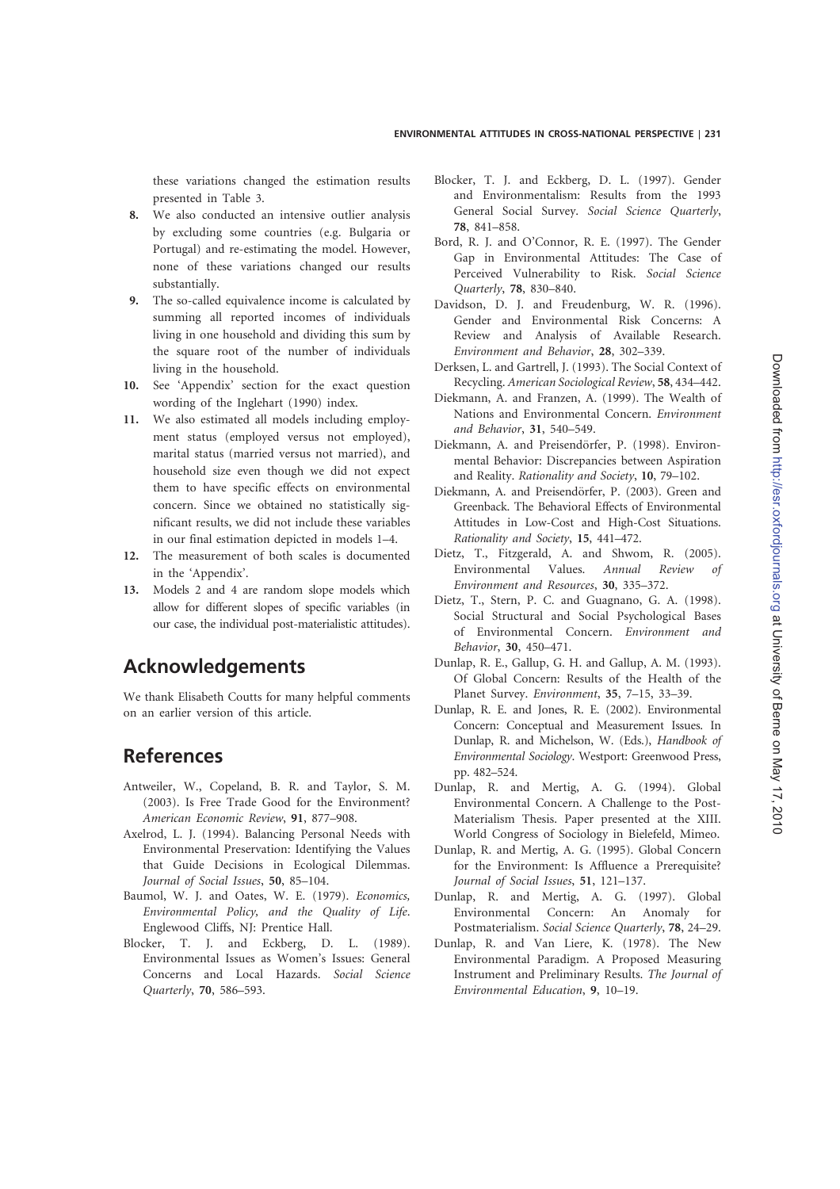these variations changed the estimation results presented in Table 3.

8. We also conducted an intensive outlier analysis by excluding some countries (e.g. Bulgaria or Portugal) and re-estimating the model. However, none of these variations changed our results substantially.
9. The so-called equivalence income is calculated by summing all reported incomes of individuals living in one household and dividing this sum by the square root of the number of individuals living in the household.
10. See 'Appendix' section for the exact question wording of the Inglehart (1990) index.
11. We also estimated all models including employment status (employed versus not employed), marital status (married versus not married), and household size even though we did not expect them to have specific effects on environmental concern. Since we obtained no statistically significant results, we did not include these variables in our final estimation depicted in models 1–4.
12. The measurement of both scales is documented in the 'Appendix'.
13. Models 2 and 4 are random slope models which allow for different slopes of specific variables (in our case, the individual post-materialistic attitudes).

## Acknowledgements

We thank Elisabeth Coutts for many helpful comments on an earlier version of this article.

## References

Antweiler, W., Copeland, B. R. and Taylor, S. M. (2003). Is Free Trade Good for the Environment? *American Economic Review*, **91**, 877–908.

Axelrod, L. J. (1994). Balancing Personal Needs with Environmental Preservation: Identifying the Values that Guide Decisions in Ecological Dilemmas. *Journal of Social Issues*, **50**, 85–104.

Baumol, W. J. and Oates, W. E. (1979). *Economics, Environmental Policy, and the Quality of Life*. Englewood Cliffs, NJ: Prentice Hall.

Blocker, T. J. and Eckberg, D. L. (1989). Environmental Issues as Women's Issues: General Concerns and Local Hazards. *Social Science Quarterly*, **70**, 586–593.

Blocker, T. J. and Eckberg, D. L. (1997). Gender and Environmentalism: Results from the 1993 General Social Survey. *Social Science Quarterly*, **78**, 841–858.

Bord, R. J. and O'Connor, R. E. (1997). The Gender Gap in Environmental Attitudes: The Case of Perceived Vulnerability to Risk. *Social Science Quarterly*, **78**, 830–840.

Davidson, D. J. and Freudenburg, W. R. (1996). Gender and Environmental Risk Concerns: A Review and Analysis of Available Research. *Environment and Behavior*, **28**, 302–339.

Derksen, L. and Gartrell, J. (1993). The Social Context of Recycling. *American Sociological Review*, **58**, 434–442.

Diekmann, A. and Franzen, A. (1999). The Wealth of Nations and Environmental Concern. *Environment and Behavior*, **31**, 540–549.

Diekmann, A. and Preisendörfer, P. (1998). Environmental Behavior: Discrepancies between Aspiration and Reality. *Rationality and Society*, **10**, 79–102.

Diekmann, A. and Preisendörfer, P. (2003). Green and Greenback. The Behavioral Effects of Environmental Attitudes in Low-Cost and High-Cost Situations. *Rationality and Society*, **15**, 441–472.

Dietz, T., Fitzgerald, A. and Shwom, R. (2005). Environmental Values. *Annual Review of Environment and Resources*, **30**, 335–372.

Dietz, T., Stern, P. C. and Guagnano, G. A. (1998). Social Structural and Social Psychological Bases of Environmental Concern. *Environment and Behavior*, **30**, 450–471.

Dunlap, R. E., Gallup, G. H. and Gallup, A. M. (1993). Of Global Concern: Results of the Health of the Planet Survey. *Environment*, **35**, 7–15, 33–39.

Dunlap, R. E. and Jones, R. E. (2002). Environmental Concern: Conceptual and Measurement Issues. In Dunlap, R. and Michelson, W. (Eds.), *Handbook of Environmental Sociology*. Westport: Greenwood Press, pp. 482–524.

Dunlap, R. and Mertig, A. G. (1994). Global Environmental Concern. A Challenge to the Post-Materialism Thesis. Paper presented at the XIII. World Congress of Sociology in Bielefeld, Mimeo.

Dunlap, R. and Mertig, A. G. (1995). Global Concern for the Environment: Is Affluence a Prerequisite? *Journal of Social Issues*, **51**, 121–137.

Dunlap, R. and Mertig, A. G. (1997). Global Environmental Concern: An Anomaly for Postmaterialism. *Social Science Quarterly*, **78**, 24–29.

Dunlap, R. and Van Liere, K. (1978). The New Environmental Paradigm. A Proposed Measuring Instrument and Preliminary Results. *The Journal of Environmental Education*, **9**, 10–19.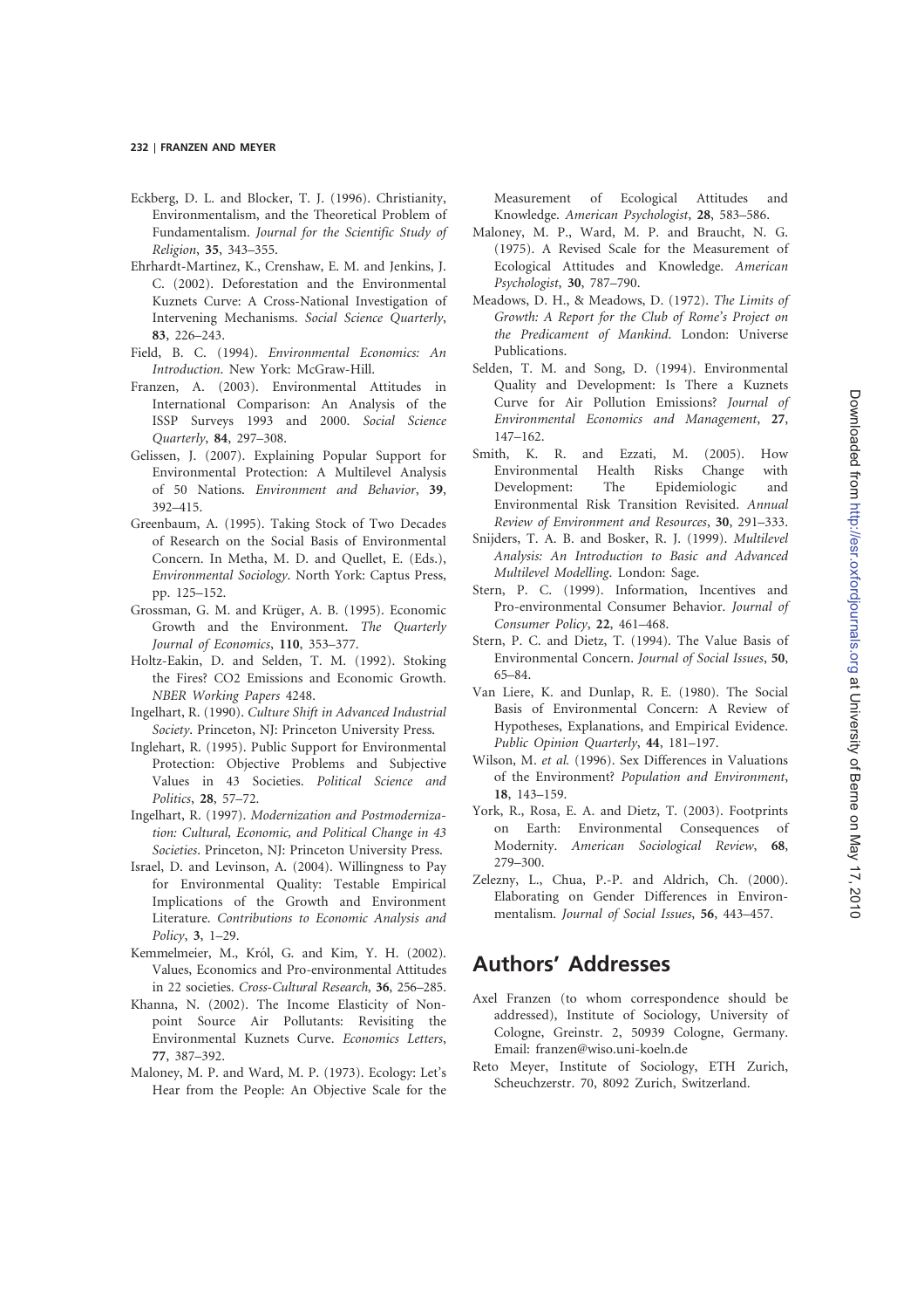Eckberg, D. L. and Blocker, T. J. (1996). Christianity, Environmentalism, and the Theoretical Problem of Fundamentalism. *Journal for the Scientific Study of Religion*, **35**, 343–355.

Ehrhardt-Martinez, K., Crenshaw, E. M. and Jenkins, J. C. (2002). Deforestation and the Environmental Kuznets Curve: A Cross-National Investigation of Intervening Mechanisms. *Social Science Quarterly*, **83**, 226–243.

Field, B. C. (1994). *Environmental Economics: An Introduction*. New York: McGraw-Hill.

Franzen, A. (2003). Environmental Attitudes in International Comparison: An Analysis of the ISSP Surveys 1993 and 2000. *Social Science Quarterly*, **84**, 297–308.

Gelissen, J. (2007). Explaining Popular Support for Environmental Protection: A Multilevel Analysis of 50 Nations. *Environment and Behavior*, **39**, 392–415.

Greenbaum, A. (1995). Taking Stock of Two Decades of Research on the Social Basis of Environmental Concern. In Metha, M. D. and Quellet, E. (Eds.), *Environmental Sociology*. North York: Captus Press, pp. 125–152.

Grossman, G. M. and Krüger, A. B. (1995). Economic Growth and the Environment. *The Quarterly Journal of Economics*, **110**, 353–377.

Holtz-Eakin, D. and Selden, T. M. (1992). Stoking the Fires? CO2 Emissions and Economic Growth. *NBER Working Papers* 4248.

Ingelhart, R. (1990). *Culture Shift in Advanced Industrial Society*. Princeton, NJ: Princeton University Press.

Inglehart, R. (1995). Public Support for Environmental Protection: Objective Problems and Subjective Values in 43 Societies. *Political Science and Politics*, **28**, 57–72.

Ingelhart, R. (1997). *Modernization and Postmodernization: Cultural, Economic, and Political Change in 43 Societies*. Princeton, NJ: Princeton University Press.

Israel, D. and Levinson, A. (2004). Willingness to Pay for Environmental Quality: Testable Empirical Implications of the Growth and Environment Literature. *Contributions to Economic Analysis and Policy*, **3**, 1–29.

Kemmelmeier, M., Król, G. and Kim, Y. H. (2002). Values, Economics and Pro-environmental Attitudes in 22 societies. *Cross-Cultural Research*, **36**, 256–285.

Khanna, N. (2002). The Income Elasticity of Non-point Source Air Pollutants: Revisiting the Environmental Kuznets Curve. *Economics Letters*, **77**, 387–392.

Maloney, M. P. and Ward, M. P. (1973). Ecology: Let's Hear from the People: An Objective Scale for the Measurement of Ecological Attitudes and Knowledge. *American Psychologist*, **28**, 583–586.

Maloney, M. P., Ward, M. P. and Braucht, N. G. (1975). A Revised Scale for the Measurement of Ecological Attitudes and Knowledge. *American Psychologist*, **30**, 787–790.

Meadows, D. H., & Meadows, D. (1972). *The Limits of Growth: A Report for the Club of Rome's Project on the Predicament of Mankind*. London: Universe Publications.

Selden, T. M. and Song, D. (1994). Environmental Quality and Development: Is There a Kuznets Curve for Air Pollution Emissions? *Journal of Environmental Economics and Management*, **27**, 147–162.

Smith, K. R. and Ezzati, M. (2005). How Environmental Health Risks Change with Development: The Epidemiologic and Environmental Risk Transition Revisited. *Annual Review of Environment and Resources*, **30**, 291–333.

Snijders, T. A. B. and Bosker, R. J. (1999). *Multilevel Analysis: An Introduction to Basic and Advanced Multilevel Modelling*. London: Sage.

Stern, P. C. (1999). Information, Incentives and Pro-environmental Consumer Behavior. *Journal of Consumer Policy*, **22**, 461–468.

Stern, P. C. and Dietz, T. (1994). The Value Basis of Environmental Concern. *Journal of Social Issues*, **50**, 65–84.

Van Liere, K. and Dunlap, R. E. (1980). The Social Basis of Environmental Concern: A Review of Hypotheses, Explanations, and Empirical Evidence. *Public Opinion Quarterly*, **44**, 181–197.

Wilson, M. *et al.* (1996). Sex Differences in Valuations of the Environment? *Population and Environment*, **18**, 143–159.

York, R., Rosa, E. A. and Dietz, T. (2003). Footprints on Earth: Environmental Consequences of Modernity. *American Sociological Review*, **68**, 279–300.

Zelezny, L., Chua, P.-P. and Aldrich, Ch. (2000). Elaborating on Gender Differences in Environmentalism. *Journal of Social Issues*, **56**, 443–457.

## Authors' Addresses

Axel Franzen (to whom correspondence should be addressed), Institute of Sociology, University of Cologne, Greinstr. 2, 50939 Cologne, Germany. Email: franzen@wiso.uni-koeln.de

Reto Meyer, Institute of Sociology, ETH Zurich, Scheuchzerstr. 70, 8092 Zurich, Switzerland.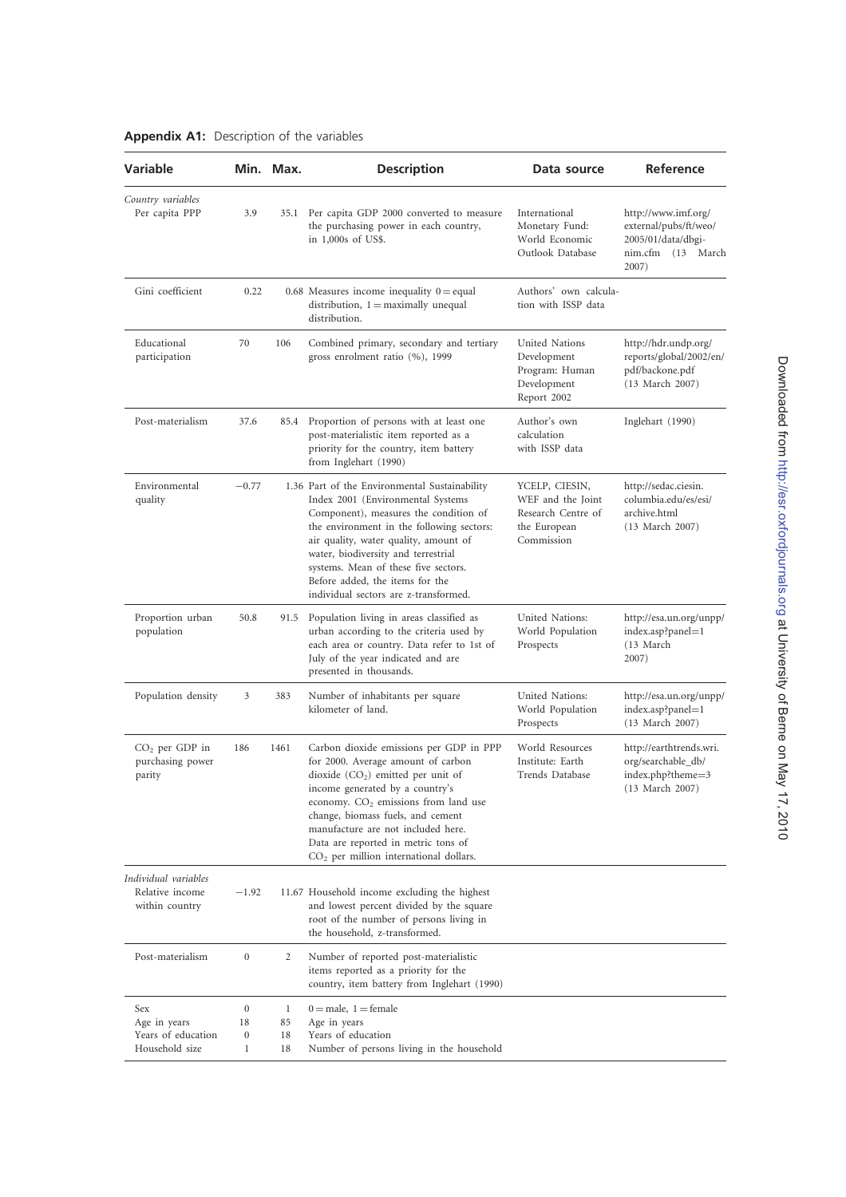**Appendix A1:** Description of the variables

| Variable | Min. | Max. | Description | Data source | Reference |
|---|---|---|---|---|---|
| *Country variables* | | | | | |
| Per capita PPP | 3.9 | 35.1 | Per capita GDP 2000 converted to measure the purchasing power in each country, in 1,000s of US$. | International Monetary Fund: World Economic Outlook Database | http://www.imf.org/external/pubs/ft/weo/2005/01/data/dbginim.cfm (13 March 2007) |
| Gini coefficient | 0.22 | 0.68 | Measures income inequality 0 = equal distribution, 1 = maximally unequal distribution. | Authors' own calculation with ISSP data | |
| Educational participation | 70 | 106 | Combined primary, secondary and tertiary gross enrolment ratio (%), 1999 | United Nations Development Program: Human Development Report 2002 | http://hdr.undp.org/reports/global/2002/en/pdf/backone.pdf (13 March 2007) |
| Post-materialism | 37.6 | 85.4 | Proportion of persons with at least one post-materialistic item reported as a priority for the country, item battery from Inglehart (1990) | Author's own calculation with ISSP data | Inglehart (1990) |
| Environmental quality | −0.77 | 1.36 | Part of the Environmental Sustainability Index 2001 (Environmental Systems Component), measures the condition of the environment in the following sectors: air quality, water quality, amount of water, biodiversity and terrestrial systems. Mean of these five sectors. Before added, the items for the individual sectors are z-transformed. | YCELP, CIESIN, WEF and the Joint Research Centre of the European Commission | http://sedac.ciesin.columbia.edu/es/esi/archive.html (13 March 2007) |
| Proportion urban population | 50.8 | 91.5 | Population living in areas classified as urban according to the criteria used by each area or country. Data refer to 1st of July of the year indicated and are presented in thousands. | United Nations: World Population Prospects | http://esa.un.org/unpp/index.asp?panel=1 (13 March 2007) |
| Population density | 3 | 383 | Number of inhabitants per square kilometer of land. | United Nations: World Population Prospects | http://esa.un.org/unpp/index.asp?panel=1 (13 March 2007) |
| $CO_2$ per GDP in purchasing power parity | 186 | 1461 | Carbon dioxide emissions per GDP in PPP for 2000. Average amount of carbon dioxide ($CO_2$) emitted per unit of income generated by a country's economy. $CO_2$ emissions from land use change, biomass fuels, and cement manufacture are not included here. Data are reported in metric tons of $CO_2$ per million international dollars. | World Resources Institute: Earth Trends Database | http://earthtrends.wri.org/searchable_db/index.php?theme=3 (13 March 2007) |
| *Individual variables* | | | | | |
| Relative income within country | −1.92 | 11.67 | Household income excluding the highest and lowest percent divided by the square root of the number of persons living in the household, z-transformed. | | |
| Post-materialism | 0 | 2 | Number of reported post-materialistic items reported as a priority for the country, item battery from Inglehart (1990) | | |
| Sex | 0 | 1 | 0 = male, 1 = female | | |
| Age in years | 18 | 85 | Age in years | | |
| Years of education | 0 | 18 | Years of education | | |
| Household size | 1 | 18 | Number of persons living in the household | | |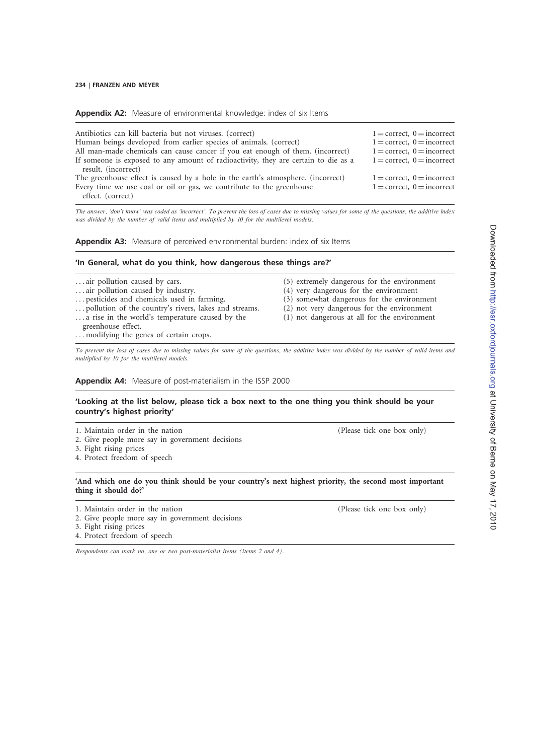**Appendix A2:** Measure of environmental knowledge: index of six Items

| | |
|---|---|
| Antibiotics can kill bacteria but not viruses. (correct) | 1 = correct, 0 = incorrect |
| Human beings developed from earlier species of animals. (correct) | 1 = correct, 0 = incorrect |
| All man-made chemicals can cause cancer if you eat enough of them. (incorrect) | 1 = correct, 0 = incorrect |
| If someone is exposed to any amount of radioactivity, they are certain to die as a result. (incorrect) | 1 = correct, 0 = incorrect |
| The greenhouse effect is caused by a hole in the earth's atmosphere. (incorrect) | 1 = correct, 0 = incorrect |
| Every time we use coal or oil or gas, we contribute to the greenhouse effect. (correct) | 1 = correct, 0 = incorrect |

*The answer, 'don't know' was coded as 'incorrect'. To prevent the loss of cases due to missing values for some of the questions, the additive index was divided by the number of valid items and multiplied by 10 for the multilevel models.*

**Appendix A3:** Measure of perceived environmental burden: index of six Items

**'In General, what do you think, how dangerous these things are?'**

| | |
|---|---|
| ...air pollution caused by cars. | (5) extremely dangerous for the environment |
| ...air pollution caused by industry. | (4) very dangerous for the environment |
| ...pesticides and chemicals used in farming. | (3) somewhat dangerous for the environment |
| ...pollution of the country's rivers, lakes and streams. | (2) not very dangerous for the environment |
| ...a rise in the world's temperature caused by the greenhouse effect. | (1) not dangerous at all for the environment |
| ...modifying the genes of certain crops. | |

*To prevent the loss of cases due to missing values for some of the questions, the additive index was divided by the number of valid items and multiplied by 10 for the multilevel models.*

**Appendix A4:** Measure of post-materialism in the ISSP 2000

**'Looking at the list below, please tick a box next to the one thing you think should be your country's highest priority'**

1. Maintain order in the nation (Please tick one box only)
2. Give people more say in government decisions
3. Fight rising prices
4. Protect freedom of speech

**'And which one do you think should be your country's next highest priority, the second most important thing it should do?'**

1. Maintain order in the nation (Please tick one box only)
2. Give people more say in government decisions
3. Fight rising prices
4. Protect freedom of speech

*Respondents can mark no, one or two post-materialist items (items 2 and 4).*